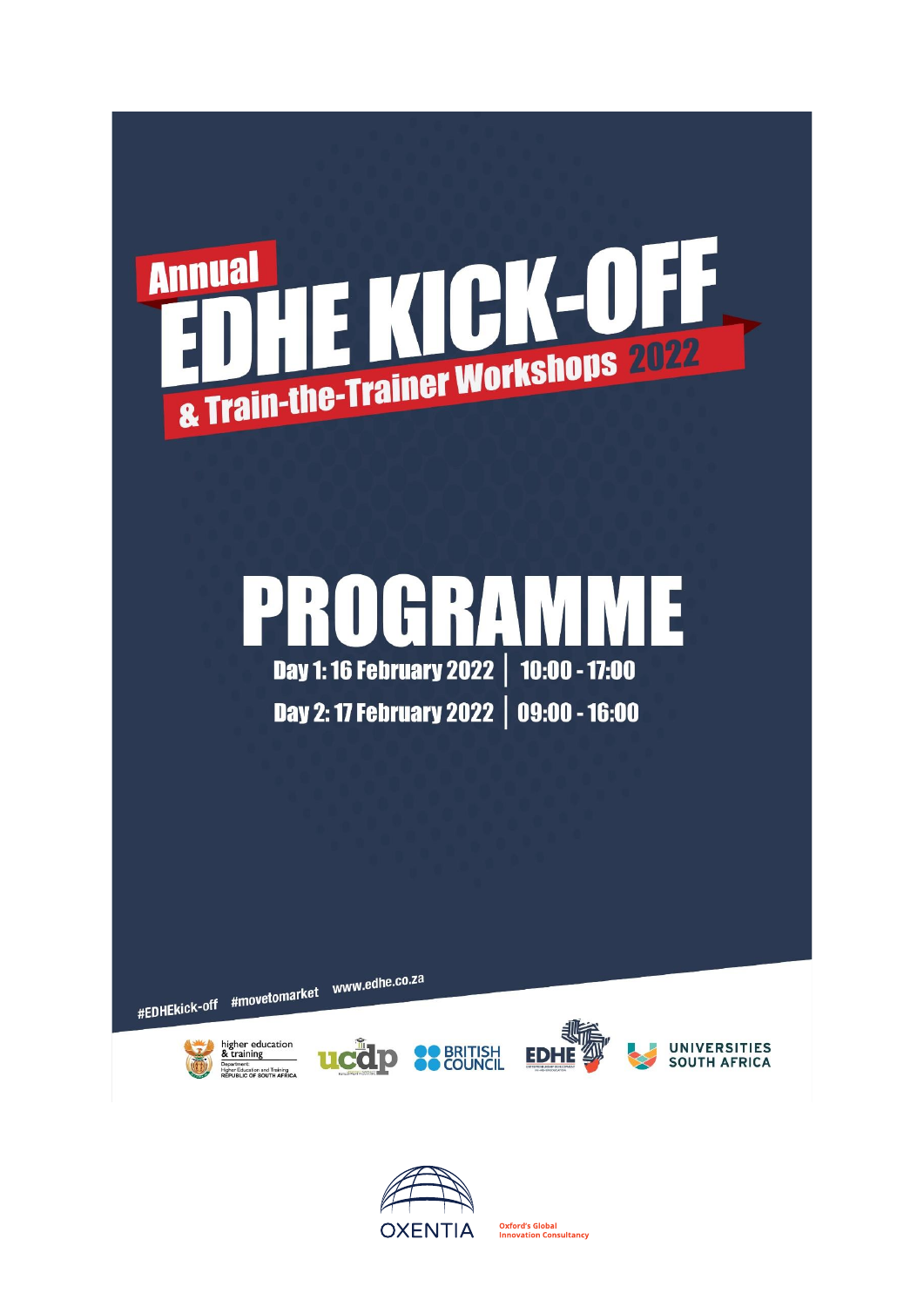# Annual EDHE KICK-OFF & Train-the-Trainer Workshops 2022

# PROGRAMME

**Day 1: 16 February 2022 | 10:00 - 17:00**

**Day 2: 17 February 2022 | 09:00 - 16:00**

#EDHEkick-off #movetomarket www.edhe.co.za

higher education & training — Department: Higher Education and Training, REPUBLIC OF SOUTH AFRICA

ucdp

BRITISH COUNCIL

EDHE

UNIVERSITIES SOUTH AFRICA

OXENTIA — Oxford's Global Innovation Consultancy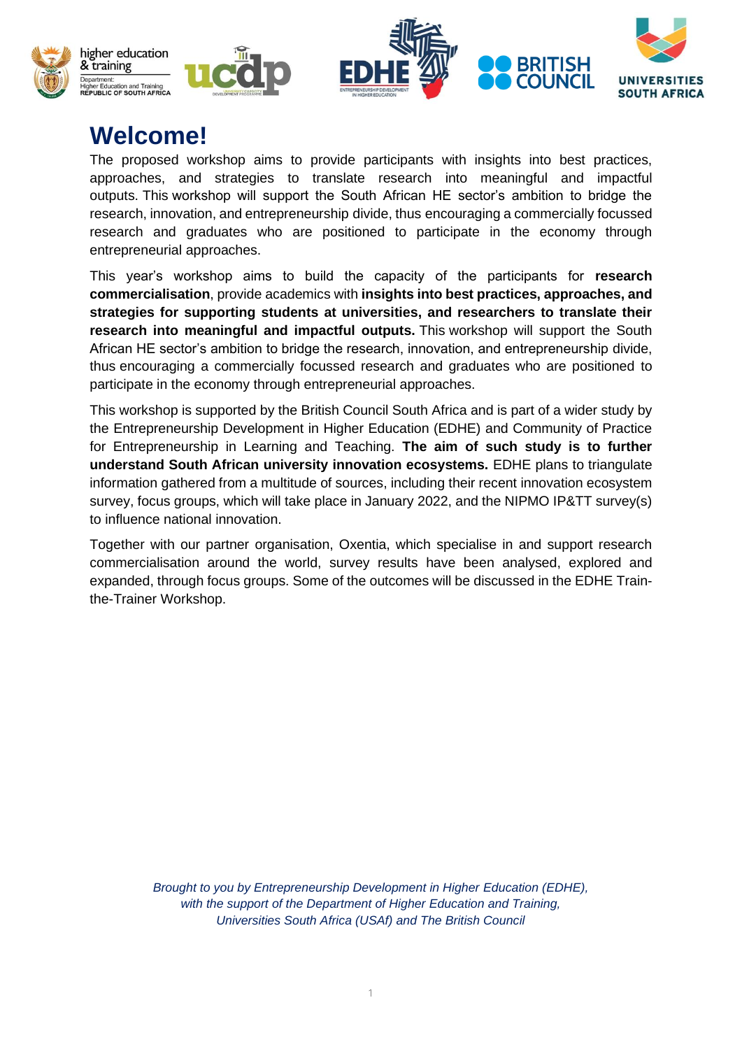# Welcome!

The proposed workshop aims to provide participants with insights into best practices, approaches, and strategies to translate research into meaningful and impactful outputs. This workshop will support the South African HE sector's ambition to bridge the research, innovation, and entrepreneurship divide, thus encouraging a commercially focussed research and graduates who are positioned to participate in the economy through entrepreneurial approaches.

This year's workshop aims to build the capacity of the participants for **research commercialisation**, provide academics with **insights into best practices, approaches, and strategies for supporting students at universities, and researchers to translate their research into meaningful and impactful outputs.** This workshop will support the South African HE sector's ambition to bridge the research, innovation, and entrepreneurship divide, thus encouraging a commercially focussed research and graduates who are positioned to participate in the economy through entrepreneurial approaches.

This workshop is supported by the British Council South Africa and is part of a wider study by the Entrepreneurship Development in Higher Education (EDHE) and Community of Practice for Entrepreneurship in Learning and Teaching. **The aim of such study is to further understand South African university innovation ecosystems.** EDHE plans to triangulate information gathered from a multitude of sources, including their recent innovation ecosystem survey, focus groups, which will take place in January 2022, and the NIPMO IP&TT survey(s) to influence national innovation.

Together with our partner organisation, Oxentia, which specialise in and support research commercialisation around the world, survey results have been analysed, explored and expanded, through focus groups. Some of the outcomes will be discussed in the EDHE Train-the-Trainer Workshop.

*Brought to you by Entrepreneurship Development in Higher Education (EDHE), with the support of the Department of Higher Education and Training, Universities South Africa (USAf) and The British Council*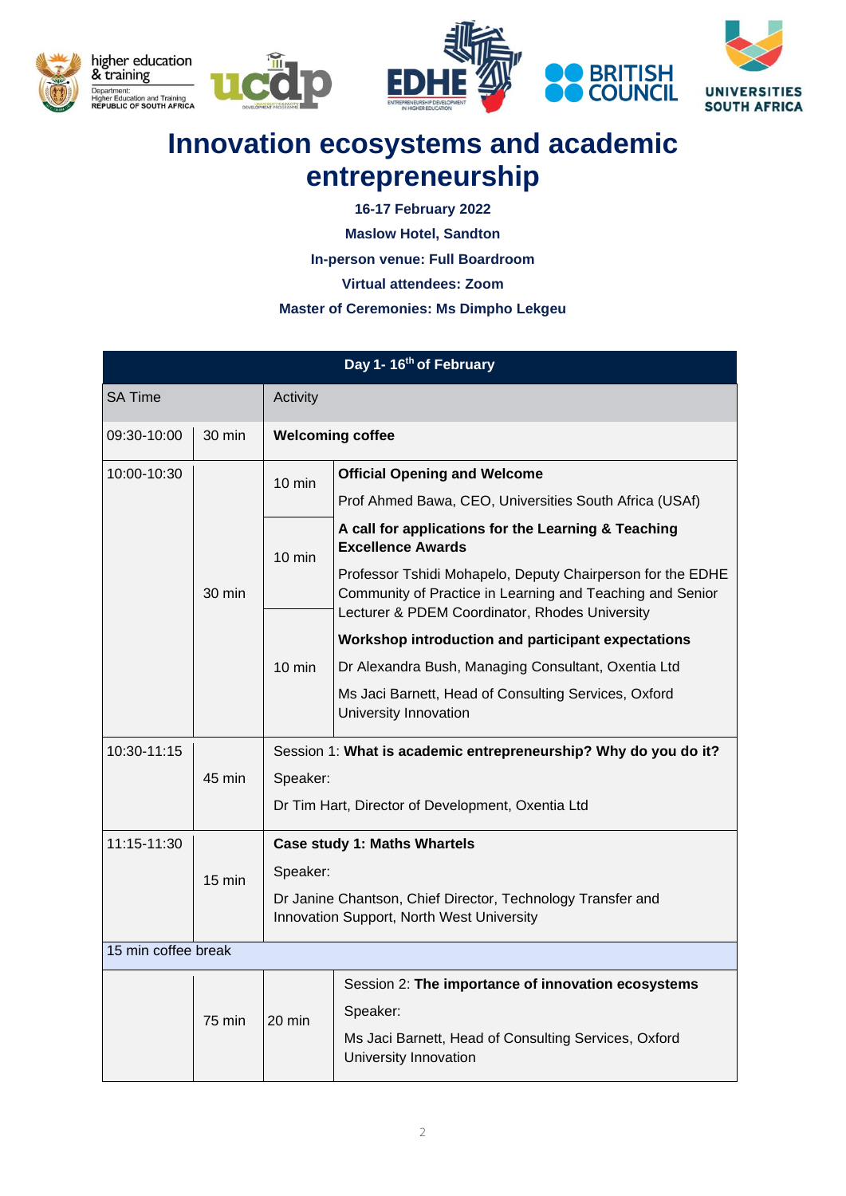# Innovation ecosystems and academic entrepreneurship

**16-17 February 2022**

**Maslow Hotel, Sandton**

**In-person venue: Full Boardroom**

**Virtual attendees: Zoom**

**Master of Ceremonies: Ms Dimpho Lekgeu**

| Day 1- 16th of February | | | |
|---|---|---|---|
| SA Time | | Activity | |
| 09:30-10:00 | 30 min | **Welcoming coffee** | |
| 10:00-10:30 | 30 min | 10 min | **Official Opening and Welcome**<br>Prof Ahmed Bawa, CEO, Universities South Africa (USAf) |
| | | 10 min | **A call for applications for the Learning & Teaching Excellence Awards**<br>Professor Tshidi Mohapelo, Deputy Chairperson for the EDHE Community of Practice in Learning and Teaching and Senior Lecturer & PDEM Coordinator, Rhodes University |
| | | 10 min | **Workshop introduction and participant expectations**<br>Dr Alexandra Bush, Managing Consultant, Oxentia Ltd<br>Ms Jaci Barnett, Head of Consulting Services, Oxford University Innovation |
| 10:30-11:15 | 45 min | Session 1: **What is academic entrepreneurship? Why do you do it?**<br>Speaker:<br>Dr Tim Hart, Director of Development, Oxentia Ltd | |
| 11:15-11:30 | 15 min | **Case study 1: Maths Whartels**<br>Speaker:<br>Dr Janine Chantson, Chief Director, Technology Transfer and Innovation Support, North West University | |
| 15 min coffee break | | | |
| | 75 min | 20 min | Session 2: **The importance of innovation ecosystems**<br>Speaker:<br>Ms Jaci Barnett, Head of Consulting Services, Oxford University Innovation |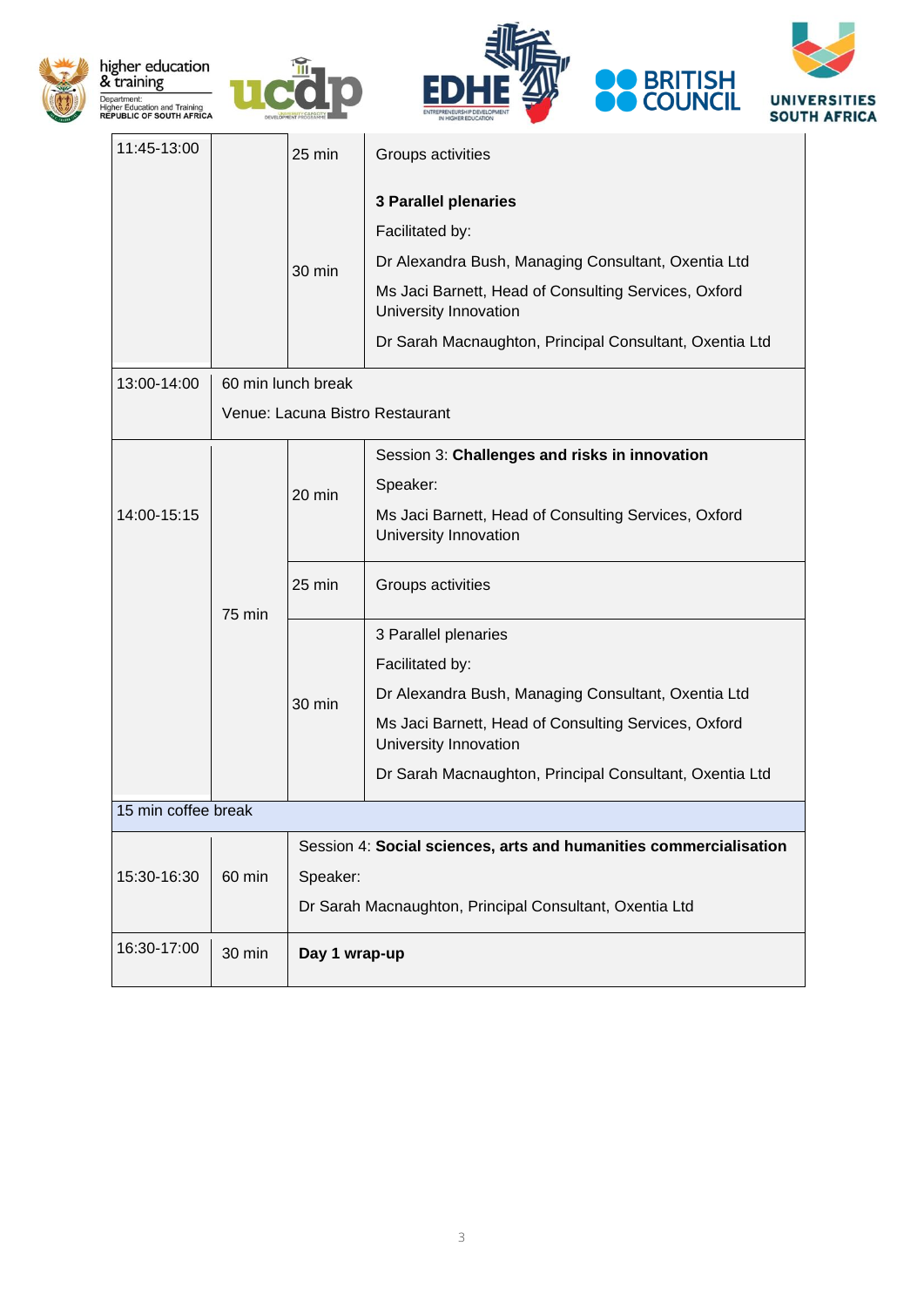| | | | |
|---|---|---|---|
| 11:45-13:00 | | 25 min | Groups activities |
| | | 30 min | **3 Parallel plenaries**<br>Facilitated by:<br>Dr Alexandra Bush, Managing Consultant, Oxentia Ltd<br>Ms Jaci Barnett, Head of Consulting Services, Oxford University Innovation<br>Dr Sarah Macnaughton, Principal Consultant, Oxentia Ltd |
| 13:00-14:00 | 60 min lunch break<br>Venue: Lacuna Bistro Restaurant | | |
| 14:00-15:15 | 75 min | 20 min | Session 3: **Challenges and risks in innovation**<br>Speaker:<br>Ms Jaci Barnett, Head of Consulting Services, Oxford University Innovation |
| | | 25 min | Groups activities |
| | | 30 min | 3 Parallel plenaries<br>Facilitated by:<br>Dr Alexandra Bush, Managing Consultant, Oxentia Ltd<br>Ms Jaci Barnett, Head of Consulting Services, Oxford University Innovation<br>Dr Sarah Macnaughton, Principal Consultant, Oxentia Ltd |
| 15 min coffee break | | | |
| 15:30-16:30 | 60 min | Session 4: **Social sciences, arts and humanities commercialisation**<br>Speaker:<br>Dr Sarah Macnaughton, Principal Consultant, Oxentia Ltd | |
| 16:30-17:00 | 30 min | **Day 1 wrap-up** | |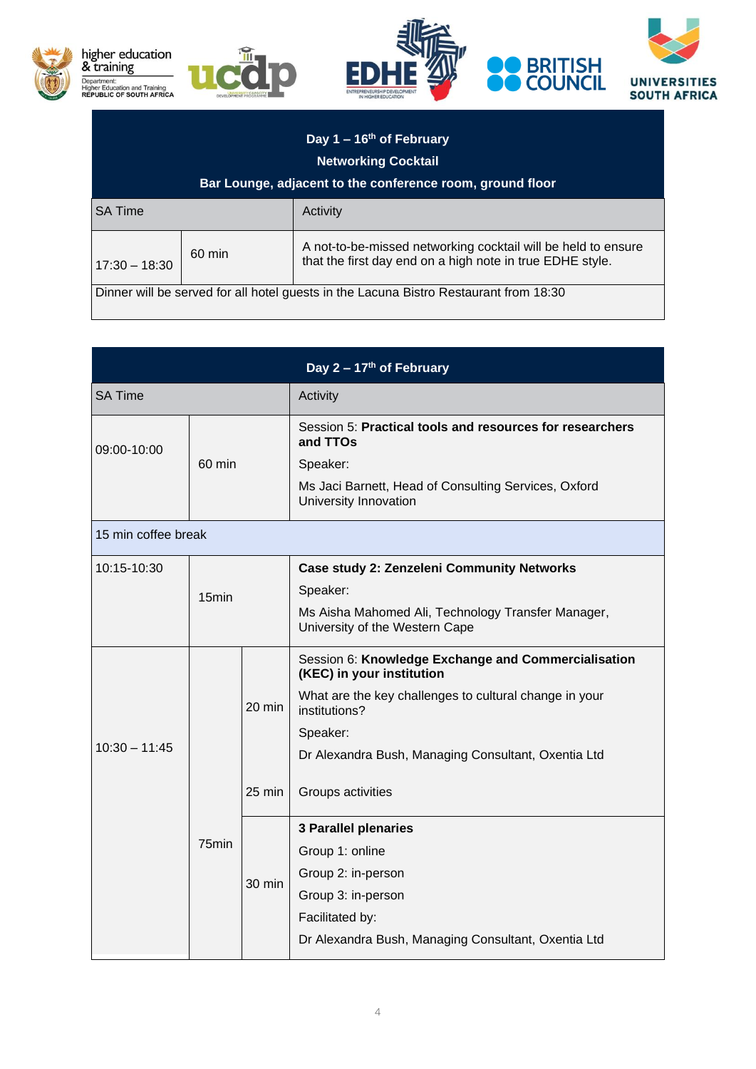| Day 1 – 16th of February<br>Networking Cocktail<br>Bar Lounge, adjacent to the conference room, ground floor | | |
|---|---|---|
| SA Time | | Activity |
| 17:30 – 18:30 | 60 min | A not-to-be-missed networking cocktail will be held to ensure that the first day end on a high note in true EDHE style. |
| Dinner will be served for all hotel guests in the Lacuna Bistro Restaurant from 18:30 | | |

| Day 2 – 17th of February | | | |
|---|---|---|---|
| SA Time | | | Activity |
| 09:00-10:00 | 60 min | | Session 5: **Practical tools and resources for researchers and TTOs**<br>Speaker:<br>Ms Jaci Barnett, Head of Consulting Services, Oxford University Innovation |
| 15 min coffee break | | | |
| 10:15-10:30 | 15min | | **Case study 2: Zenzeleni Community Networks**<br>Speaker:<br>Ms Aisha Mahomed Ali, Technology Transfer Manager, University of the Western Cape |
| 10:30 – 11:45 | 75min | 20 min | Session 6: **Knowledge Exchange and Commercialisation (KEC) in your institution**<br>What are the key challenges to cultural change in your institutions?<br>Speaker:<br>Dr Alexandra Bush, Managing Consultant, Oxentia Ltd |
| | | 25 min | Groups activities |
| | | 30 min | **3 Parallel plenaries**<br>Group 1: online<br>Group 2: in-person<br>Group 3: in-person<br>Facilitated by:<br>Dr Alexandra Bush, Managing Consultant, Oxentia Ltd |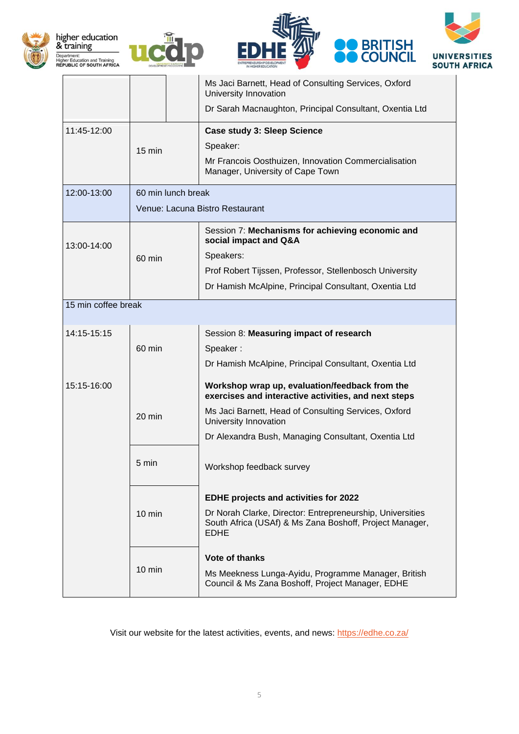| | | |
|---|---|---|
| | | Ms Jaci Barnett, Head of Consulting Services, Oxford University Innovation<br>Dr Sarah Macnaughton, Principal Consultant, Oxentia Ltd |
| 11:45-12:00 | 15 min | **Case study 3: Sleep Science**<br>Speaker:<br>Mr Francois Oosthuizen, Innovation Commercialisation Manager, University of Cape Town |
| 12:00-13:00 | 60 min lunch break<br>Venue: Lacuna Bistro Restaurant | |
| 13:00-14:00 | 60 min | Session 7: **Mechanisms for achieving economic and social impact and Q&A**<br>Speakers:<br>Prof Robert Tijssen, Professor, Stellenbosch University<br>Dr Hamish McAlpine, Principal Consultant, Oxentia Ltd |
| 15 min coffee break | | |
| 14:15-15:15 | 60 min | Session 8: **Measuring impact of research**<br>Speaker :<br>Dr Hamish McAlpine, Principal Consultant, Oxentia Ltd |
| 15:15-16:00 | 20 min | **Workshop wrap up, evaluation/feedback from the exercises and interactive activities, and next steps**<br>Ms Jaci Barnett, Head of Consulting Services, Oxford University Innovation<br>Dr Alexandra Bush, Managing Consultant, Oxentia Ltd |
| | 5 min | Workshop feedback survey |
| | 10 min | **EDHE projects and activities for 2022**<br>Dr Norah Clarke, Director: Entrepreneurship, Universities South Africa (USAf) & Ms Zana Boshoff, Project Manager, EDHE |
| | 10 min | **Vote of thanks**<br>Ms Meekness Lunga-Ayidu, Programme Manager, British Council & Ms Zana Boshoff, Project Manager, EDHE |

Visit our website for the latest activities, events, and news: https://edhe.co.za/